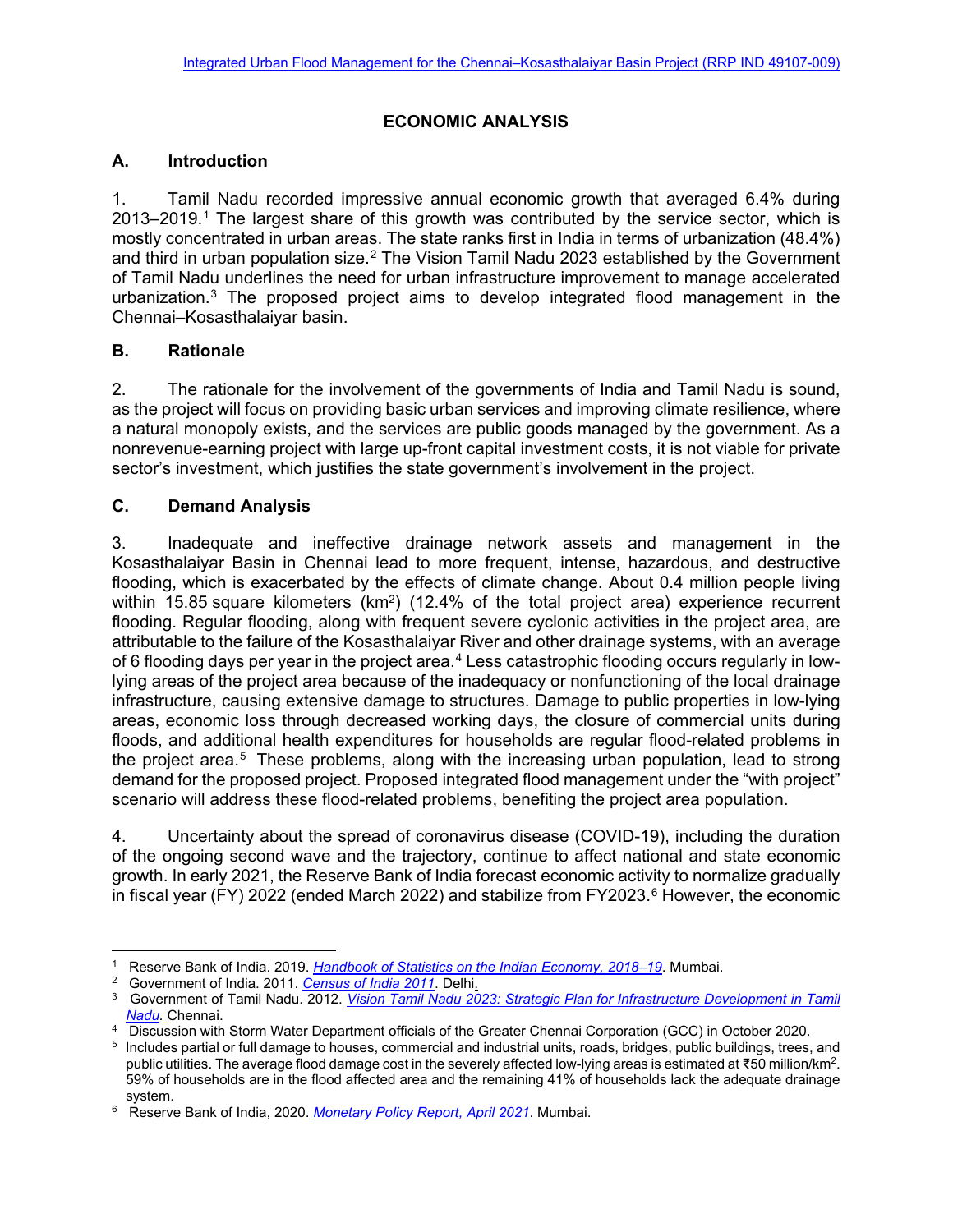# ECONOMIC ANALYSIS

## A. Introduction

1. Tamil Nadu recorded impressive annual economic growth that averaged 6.4% during 2013–2019.[1] The largest share of this growth was contributed by the service sector, which is mostly concentrated in urban areas. The state ranks first in India in terms of urbanization (48.4%) and third in urban population size.[2] The Vision Tamil Nadu 2023 established by the Government of Tamil Nadu underlines the need for urban infrastructure improvement to manage accelerated urbanization.[3] The proposed project aims to develop integrated flood management in the Chennai–Kosasthalaiyar basin.

## B. Rationale

2. The rationale for the involvement of the governments of India and Tamil Nadu is sound, as the project will focus on providing basic urban services and improving climate resilience, where a natural monopoly exists, and the services are public goods managed by the government. As a nonrevenue-earning project with large up-front capital investment costs, it is not viable for private sector's investment, which justifies the state government's involvement in the project.

## C. Demand Analysis

3. Inadequate and ineffective drainage network assets and management in the Kosasthalaiyar Basin in Chennai lead to more frequent, intense, hazardous, and destructive flooding, which is exacerbated by the effects of climate change. About 0.4 million people living within 15.85 square kilometers ($km^2$) (12.4% of the total project area) experience recurrent flooding. Regular flooding, along with frequent severe cyclonic activities in the project area, are attributable to the failure of the Kosasthalaiyar River and other drainage systems, with an average of 6 flooding days per year in the project area.[4] Less catastrophic flooding occurs regularly in low-lying areas of the project area because of the inadequacy or nonfunctioning of the local drainage infrastructure, causing extensive damage to structures. Damage to public properties in low-lying areas, economic loss through decreased working days, the closure of commercial units during floods, and additional health expenditures for households are regular flood-related problems in the project area.[5] These problems, along with the increasing urban population, lead to strong demand for the proposed project. Proposed integrated flood management under the "with project" scenario will address these flood-related problems, benefiting the project area population.

4. Uncertainty about the spread of coronavirus disease (COVID-19), including the duration of the ongoing second wave and the trajectory, continue to affect national and state economic growth. In early 2021, the Reserve Bank of India forecast economic activity to normalize gradually in fiscal year (FY) 2022 (ended March 2022) and stabilize from FY2023.[6] However, the economic

---

[1] Reserve Bank of India. 2019. *Handbook of Statistics on the Indian Economy, 2018–19*. Mumbai.

[2] Government of India. 2011. *Census of India 2011*. Delhi.

[3] Government of Tamil Nadu. 2012. *Vision Tamil Nadu 2023: Strategic Plan for Infrastructure Development in Tamil Nadu*. Chennai.

[4] Discussion with Storm Water Department officials of the Greater Chennai Corporation (GCC) in October 2020.

[5] Includes partial or full damage to houses, commercial and industrial units, roads, bridges, public buildings, trees, and public utilities. The average flood damage cost in the severely affected low-lying areas is estimated at ₹50 million/$km^2$. 59% of households are in the flood affected area and the remaining 41% of households lack the adequate drainage system.

[6] Reserve Bank of India, 2020. *Monetary Policy Report, April 2021*. Mumbai.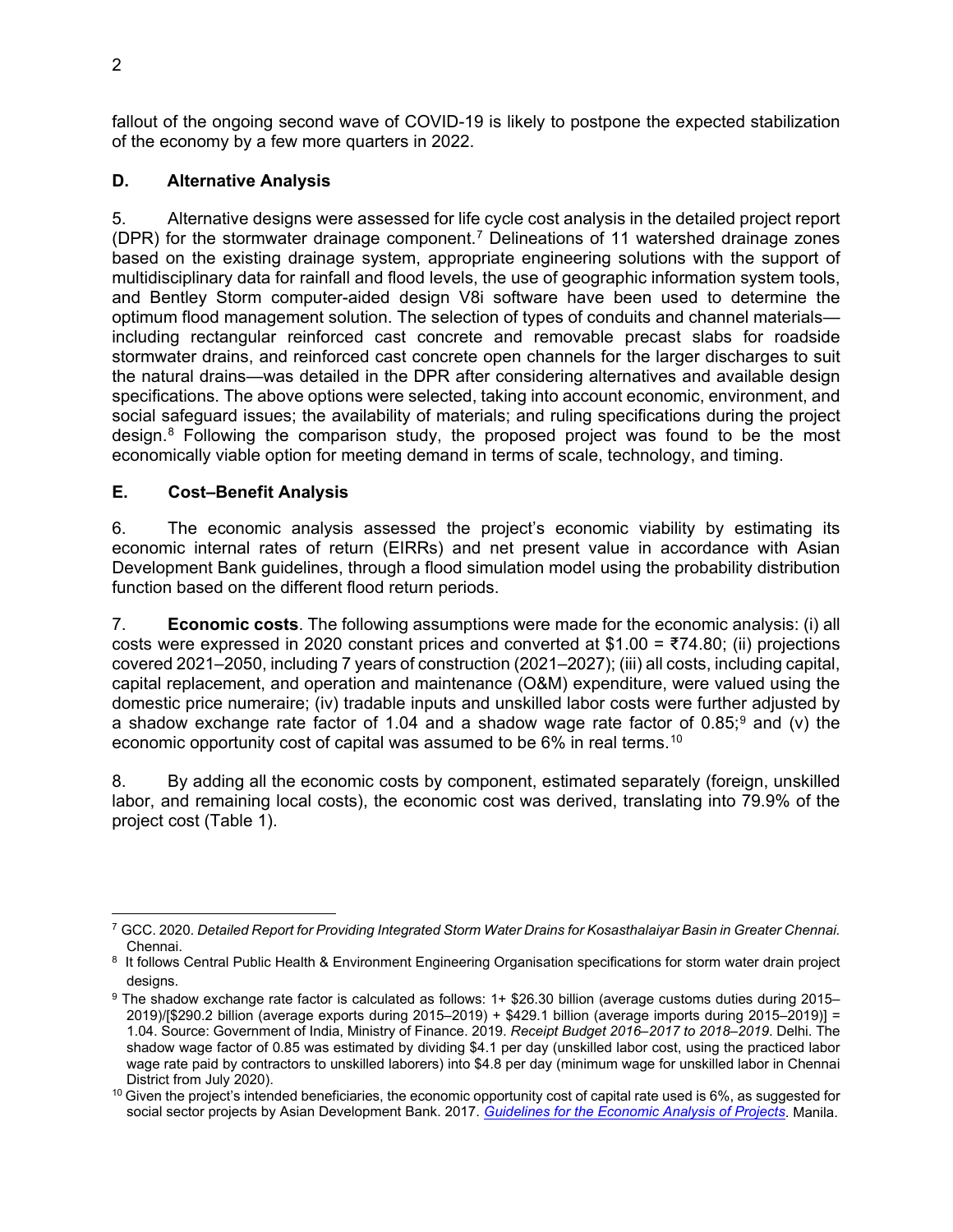fallout of the ongoing second wave of COVID-19 is likely to postpone the expected stabilization of the economy by a few more quarters in 2022.

### D. Alternative Analysis

5. Alternative designs were assessed for life cycle cost analysis in the detailed project report (DPR) for the stormwater drainage component.[7] Delineations of 11 watershed drainage zones based on the existing drainage system, appropriate engineering solutions with the support of multidisciplinary data for rainfall and flood levels, the use of geographic information system tools, and Bentley Storm computer-aided design V8i software have been used to determine the optimum flood management solution. The selection of types of conduits and channel materials—including rectangular reinforced cast concrete and removable precast slabs for roadside stormwater drains, and reinforced cast concrete open channels for the larger discharges to suit the natural drains—was detailed in the DPR after considering alternatives and available design specifications. The above options were selected, taking into account economic, environment, and social safeguard issues; the availability of materials; and ruling specifications during the project design.[8] Following the comparison study, the proposed project was found to be the most economically viable option for meeting demand in terms of scale, technology, and timing.

### E. Cost–Benefit Analysis

6. The economic analysis assessed the project's economic viability by estimating its economic internal rates of return (EIRRs) and net present value in accordance with Asian Development Bank guidelines, through a flood simulation model using the probability distribution function based on the different flood return periods.

7. **Economic costs**. The following assumptions were made for the economic analysis: (i) all costs were expressed in 2020 constant prices and converted at $1.00 = ₹74.80; (ii) projections covered 2021–2050, including 7 years of construction (2021–2027); (iii) all costs, including capital, capital replacement, and operation and maintenance (O&M) expenditure, were valued using the domestic price numeraire; (iv) tradable inputs and unskilled labor costs were further adjusted by a shadow exchange rate factor of 1.04 and a shadow wage rate factor of 0.85;[9] and (v) the economic opportunity cost of capital was assumed to be 6% in real terms.[10]

8. By adding all the economic costs by component, estimated separately (foreign, unskilled labor, and remaining local costs), the economic cost was derived, translating into 79.9% of the project cost (Table 1).

---

[7] GCC. 2020. *Detailed Report for Providing Integrated Storm Water Drains for Kosasthalaiyar Basin in Greater Chennai.* Chennai.

[8] It follows Central Public Health & Environment Engineering Organisation specifications for storm water drain project designs.

[9] The shadow exchange rate factor is calculated as follows: 1+ $26.30 billion (average customs duties during 2015–2019)/[$290.2 billion (average exports during 2015–2019) + $429.1 billion (average imports during 2015–2019)] = 1.04. Source: Government of India, Ministry of Finance. 2019. *Receipt Budget 2016–2017 to 2018–2019*. Delhi. The shadow wage factor of 0.85 was estimated by dividing $4.1 per day (unskilled labor cost, using the practiced labor wage rate paid by contractors to unskilled laborers) into $4.8 per day (minimum wage for unskilled labor in Chennai District from July 2020).

[10] Given the project's intended beneficiaries, the economic opportunity cost of capital rate used is 6%, as suggested for social sector projects by Asian Development Bank. 2017. *Guidelines for the Economic Analysis of Projects*. Manila.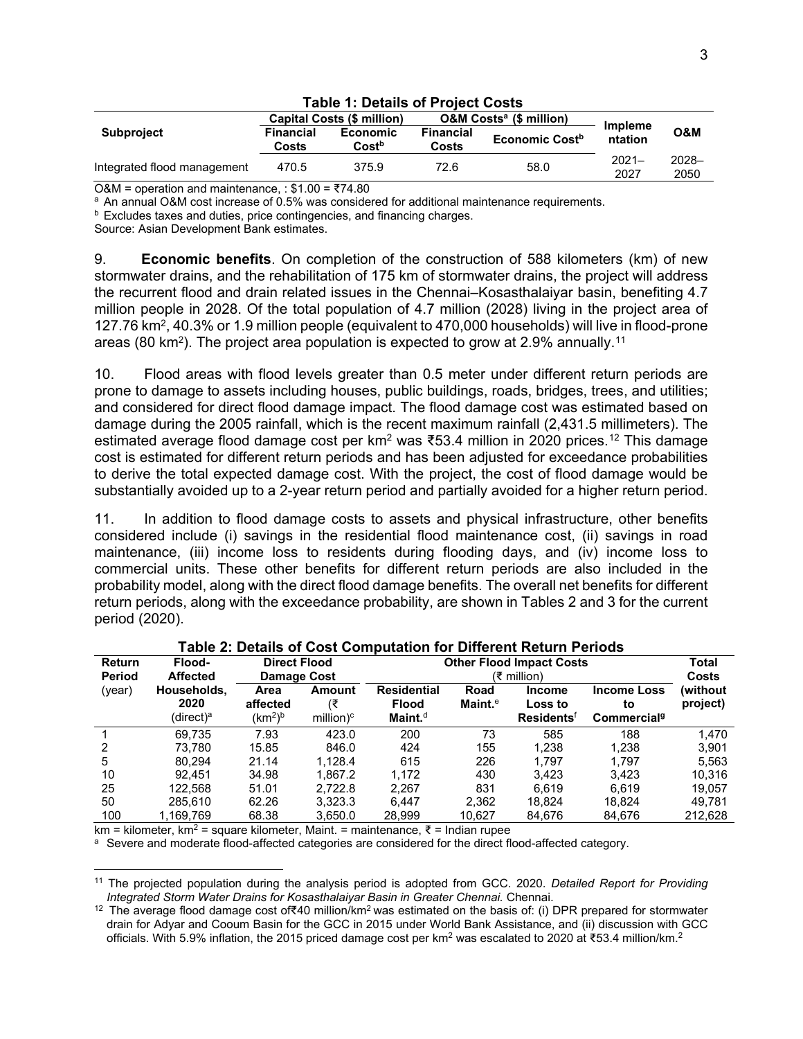**Table 1: Details of Project Costs**

| Subproject | Capital Costs ($ million) | | O&M Costs[a] ($ million) | | Implementation | O&M |
|---|---|---|---|---|---|---|
| | Financial Costs | Economic Cost[b] | Financial Costs | Economic Cost[b] | | |
| Integrated flood management | 470.5 | 375.9 | 72.6 | 58.0 | 2021–2027 | 2028–2050 |

O&M = operation and maintenance, : $1.00 = ₹74.80

[a] An annual O&M cost increase of 0.5% was considered for additional maintenance requirements.

[b] Excludes taxes and duties, price contingencies, and financing charges.

Source: Asian Development Bank estimates.

9. **Economic benefits**. On completion of the construction of 588 kilometers (km) of new stormwater drains, and the rehabilitation of 175 km of stormwater drains, the project will address the recurrent flood and drain related issues in the Chennai–Kosasthalaiyar basin, benefiting 4.7 million people in 2028. Of the total population of 4.7 million (2028) living in the project area of 127.76 km$^2$, 40.3% or 1.9 million people (equivalent to 470,000 households) will live in flood-prone areas (80 km$^2$). The project area population is expected to grow at 2.9% annually.[11]

10. Flood areas with flood levels greater than 0.5 meter under different return periods are prone to damage to assets including houses, public buildings, roads, bridges, trees, and utilities; and considered for direct flood damage impact. The flood damage cost was estimated based on damage during the 2005 rainfall, which is the recent maximum rainfall (2,431.5 millimeters). The estimated average flood damage cost per km$^2$ was ₹53.4 million in 2020 prices.[12] This damage cost is estimated for different return periods and has been adjusted for exceedance probabilities to derive the total expected damage cost. With the project, the cost of flood damage would be substantially avoided up to a 2-year return period and partially avoided for a higher return period.

11. In addition to flood damage costs to assets and physical infrastructure, other benefits considered include (i) savings in the residential flood maintenance cost, (ii) savings in road maintenance, (iii) income loss to residents during flooding days, and (iv) income loss to commercial units. These other benefits for different return periods are also included in the probability model, along with the direct flood damage benefits. The overall net benefits for different return periods, along with the exceedance probability, are shown in Tables 2 and 3 for the current period (2020).

**Table 2: Details of Cost Computation for Different Return Periods**

| Return Period (year) | Flood-Affected Households, 2020 (direct)[a] | Direct Flood Damage Cost | | Other Flood Impact Costs (₹ million) | | | | Total Costs (without project) |
|---|---|---|---|---|---|---|---|---|
| | | Area affected (km$^2$)[b] | Amount (₹ million)[c] | Residential Flood Maint.[d] | Road Maint.[e] | Income Loss to Residents[f] | Income Loss to Commercial[g] | |
| 1 | 69,735 | 7.93 | 423.0 | 200 | 73 | 585 | 188 | 1,470 |
| 2 | 73,780 | 15.85 | 846.0 | 424 | 155 | 1,238 | 1,238 | 3,901 |
| 5 | 80,294 | 21.14 | 1,128.4 | 615 | 226 | 1,797 | 1,797 | 5,563 |
| 10 | 92,451 | 34.98 | 1,867.2 | 1,172 | 430 | 3,423 | 3,423 | 10,316 |
| 25 | 122,568 | 51.01 | 2,722.8 | 2,267 | 831 | 6,619 | 6,619 | 19,057 |
| 50 | 285,610 | 62.26 | 3,323.3 | 6,447 | 2,362 | 18,824 | 18,824 | 49,781 |
| 100 | 1,169,769 | 68.38 | 3,650.0 | 28,999 | 10,627 | 84,676 | 84,676 | 212,628 |

km = kilometer, km$^2$ = square kilometer, Maint. = maintenance, ₹ = Indian rupee

[a] Severe and moderate flood-affected categories are considered for the direct flood-affected category.

[11] The projected population during the analysis period is adopted from GCC. 2020. *Detailed Report for Providing Integrated Storm Water Drains for Kosasthalaiyar Basin in Greater Chennai.* Chennai.

[12] The average flood damage cost of₹40 million/km$^2$ was estimated on the basis of: (i) DPR prepared for stormwater drain for Adyar and Cooum Basin for the GCC in 2015 under World Bank Assistance, and (ii) discussion with GCC officials. With 5.9% inflation, the 2015 priced damage cost per km$^2$ was escalated to 2020 at ₹53.4 million/km.$^2$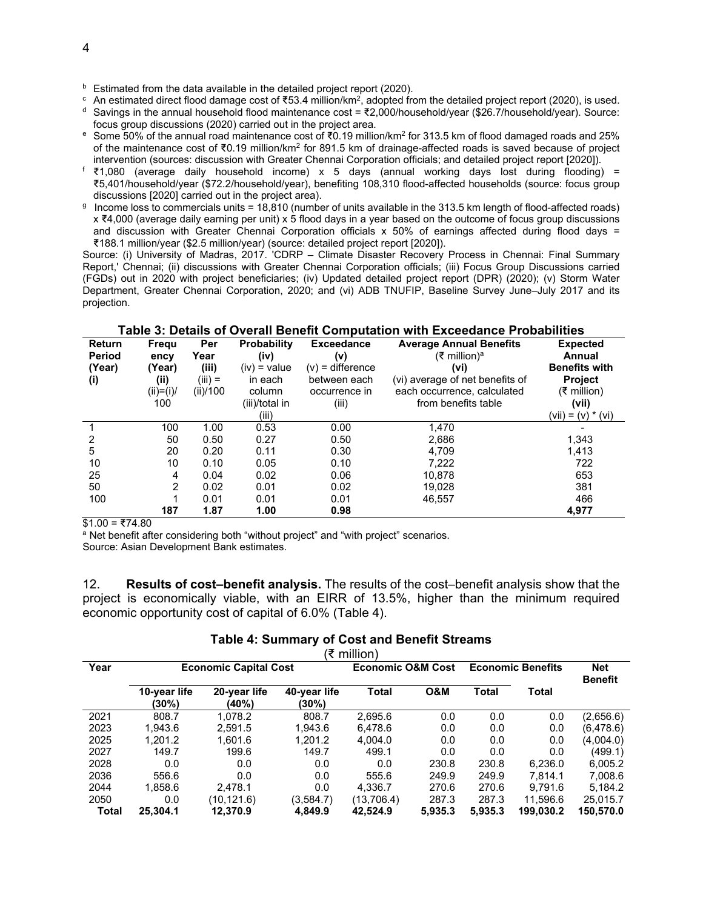[b] Estimated from the data available in the detailed project report (2020).

[c] An estimated direct flood damage cost of ₹53.4 million/km$^2$, adopted from the detailed project report (2020), is used.

[d] Savings in the annual household flood maintenance cost = ₹2,000/household/year ($26.7/household/year). Source: focus group discussions (2020) carried out in the project area.

[e] Some 50% of the annual road maintenance cost of ₹0.19 million/km$^2$ for 313.5 km of flood damaged roads and 25% of the maintenance cost of ₹0.19 million/km$^2$ for 891.5 km of drainage-affected roads is saved because of project intervention (sources: discussion with Greater Chennai Corporation officials; and detailed project report [2020]).

[f] ₹1,080 (average daily household income) x 5 days (annual working days lost during flooding) = ₹5,401/household/year ($72.2/household/year), benefiting 108,310 flood-affected households (source: focus group discussions [2020] carried out in the project area).

[g] Income loss to commercials units = 18,810 (number of units available in the 313.5 km length of flood-affected roads) x ₹4,000 (average daily earning per unit) x 5 flood days in a year based on the outcome of focus group discussions and discussion with Greater Chennai Corporation officials x 50% of earnings affected during flood days = ₹188.1 million/year ($2.5 million/year) (source: detailed project report [2020]).

Source: (i) University of Madras, 2017. 'CDRP – Climate Disaster Recovery Process in Chennai: Final Summary Report,' Chennai; (ii) discussions with Greater Chennai Corporation officials; (iii) Focus Group Discussions carried (FGDs) out in 2020 with project beneficiaries; (iv) Updated detailed project report (DPR) (2020); (v) Storm Water Department, Greater Chennai Corporation, 2020; and (vi) ADB TNUFIP, Baseline Survey June–July 2017 and its projection.

**Table 3: Details of Overall Benefit Computation with Exceedance Probabilities**

| Return Period (Year) (i) | Frequency (Year) (ii) (ii)=(i)/100 | Per Year (iii) (iii) = (ii)/100 | Probability (iv) (iv) = value in each column (iii)/total in (iii) | Exceedance (v) (v) = difference between each occurrence in (iii) | Average Annual Benefits (₹ million)[a] (vi) (vi) average of net benefits of each occurrence, calculated from benefits table | Expected Annual Benefits with Project (₹ million) (vii) (vii) = (v) * (vi) |
|---|---|---|---|---|---|---|
| 1 | 100 | 1.00 | 0.53 | 0.00 | 1,470 | - |
| 2 | 50 | 0.50 | 0.27 | 0.50 | 2,686 | 1,343 |
| 5 | 20 | 0.20 | 0.11 | 0.30 | 4,709 | 1,413 |
| 10 | 10 | 0.10 | 0.05 | 0.10 | 7,222 | 722 |
| 25 | 4 | 0.04 | 0.02 | 0.06 | 10,878 | 653 |
| 50 | 2 | 0.02 | 0.01 | 0.02 | 19,028 | 381 |
| 100 | 1 | 0.01 | 0.01 | 0.01 | 46,557 | 466 |
| | **187** | **1.87** | **1.00** | **0.98** | | **4,977** |

$1.00 = ₹74.80

[a] Net benefit after considering both "without project" and "with project" scenarios.

Source: Asian Development Bank estimates.

12. **Results of cost–benefit analysis.** The results of the cost–benefit analysis show that the project is economically viable, with an EIRR of 13.5%, higher than the minimum required economic opportunity cost of capital of 6.0% (Table 4).

**Table 4: Summary of Cost and Benefit Streams**

(₹ million)

| Year | Economic Capital Cost | | | | Economic O&M Cost | | Economic Benefits | Net Benefit |
|---|---|---|---|---|---|---|---|---|
| | 10-year life (30%) | 20-year life (40%) | 40-year life (30%) | Total | O&M | Total | Total | |
| 2021 | 808.7 | 1,078.2 | 808.7 | 2,695.6 | 0.0 | 0.0 | 0.0 | (2,656.6) |
| 2023 | 1,943.6 | 2,591.5 | 1,943.6 | 6,478.6 | 0.0 | 0.0 | 0.0 | (6,478.6) |
| 2025 | 1,201.2 | 1,601.6 | 1,201.2 | 4,004.0 | 0.0 | 0.0 | 0.0 | (4,004.0) |
| 2027 | 149.7 | 199.6 | 149.7 | 499.1 | 0.0 | 0.0 | 0.0 | (499.1) |
| 2028 | 0.0 | 0.0 | 0.0 | 0.0 | 230.8 | 230.8 | 6,236.0 | 6,005.2 |
| 2036 | 556.6 | 0.0 | 0.0 | 555.6 | 249.9 | 249.9 | 7,814.1 | 7,008.6 |
| 2044 | 1,858.6 | 2,478.1 | 0.0 | 4,336.7 | 270.6 | 270.6 | 9,791.6 | 5,184.2 |
| 2050 | 0.0 | (10,121.6) | (3,584.7) | (13,706.4) | 287.3 | 287.3 | 11,596.6 | 25,015.7 |
| **Total** | **25,304.1** | **12,370.9** | **4,849.9** | **42,524.9** | **5,935.3** | **5,935.3** | **199,030.2** | **150,570.0** |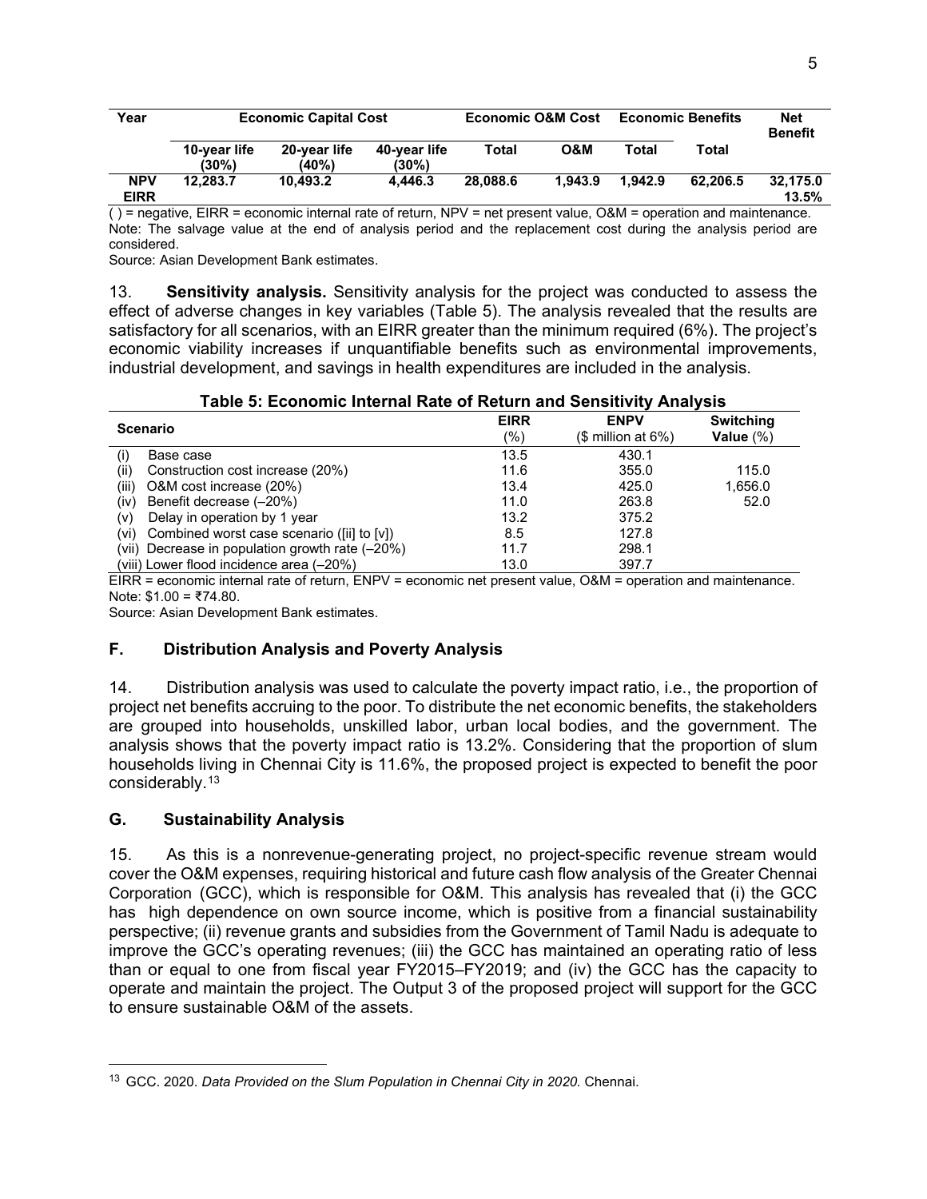| Year | Economic Capital Cost | | | | Economic O&M Cost | | Economic Benefits | | Net Benefit |
|---|---|---|---|---|---|---|---|---|---|
| | 10-year life (30%) | 20-year life (40%) | 40-year life (30%) | Total | O&M | Total | Total | | |
| **NPV** | **12,283.7** | **10,493.2** | **4,446.3** | **28,088.6** | **1,943.9** | **1,942.9** | **62,206.5** | | **32,175.0** |
| **EIRR** | | | | | | | | | **13.5%** |

( ) = negative, EIRR = economic internal rate of return, NPV = net present value, O&M = operation and maintenance.
Note: The salvage value at the end of analysis period and the replacement cost during the analysis period are considered.
Source: Asian Development Bank estimates.

13. **Sensitivity analysis.** Sensitivity analysis for the project was conducted to assess the effect of adverse changes in key variables (Table 5). The analysis revealed that the results are satisfactory for all scenarios, with an EIRR greater than the minimum required (6%). The project's economic viability increases if unquantifiable benefits such as environmental improvements, industrial development, and savings in health expenditures are included in the analysis.

**Table 5: Economic Internal Rate of Return and Sensitivity Analysis**

| Scenario | EIRR (%) | ENPV ($ million at 6%) | Switching Value (%) |
|---|---|---|---|
| (i) Base case | 13.5 | 430.1 | |
| (ii) Construction cost increase (20%) | 11.6 | 355.0 | 115.0 |
| (iii) O&M cost increase (20%) | 13.4 | 425.0 | 1,656.0 |
| (iv) Benefit decrease (–20%) | 11.0 | 263.8 | 52.0 |
| (v) Delay in operation by 1 year | 13.2 | 375.2 | |
| (vi) Combined worst case scenario ([ii] to [v]) | 8.5 | 127.8 | |
| (vii) Decrease in population growth rate (–20%) | 11.7 | 298.1 | |
| (viii) Lower flood incidence area (–20%) | 13.0 | 397.7 | |

EIRR = economic internal rate of return, ENPV = economic net present value, O&M = operation and maintenance.
Note: $1.00 = ₹74.80.
Source: Asian Development Bank estimates.

## F. Distribution Analysis and Poverty Analysis

14. Distribution analysis was used to calculate the poverty impact ratio, i.e., the proportion of project net benefits accruing to the poor. To distribute the net economic benefits, the stakeholders are grouped into households, unskilled labor, urban local bodies, and the government. The analysis shows that the poverty impact ratio is 13.2%. Considering that the proportion of slum households living in Chennai City is 11.6%, the proposed project is expected to benefit the poor considerably.[13]

## G. Sustainability Analysis

15. As this is a nonrevenue-generating project, no project-specific revenue stream would cover the O&M expenses, requiring historical and future cash flow analysis of the Greater Chennai Corporation (GCC), which is responsible for O&M. This analysis has revealed that (i) the GCC has high dependence on own source income, which is positive from a financial sustainability perspective; (ii) revenue grants and subsidies from the Government of Tamil Nadu is adequate to improve the GCC's operating revenues; (iii) the GCC has maintained an operating ratio of less than or equal to one from fiscal year FY2015–FY2019; and (iv) the GCC has the capacity to operate and maintain the project. The Output 3 of the proposed project will support for the GCC to ensure sustainable O&M of the assets.

---

[13] GCC. 2020. *Data Provided on the Slum Population in Chennai City in 2020.* Chennai.